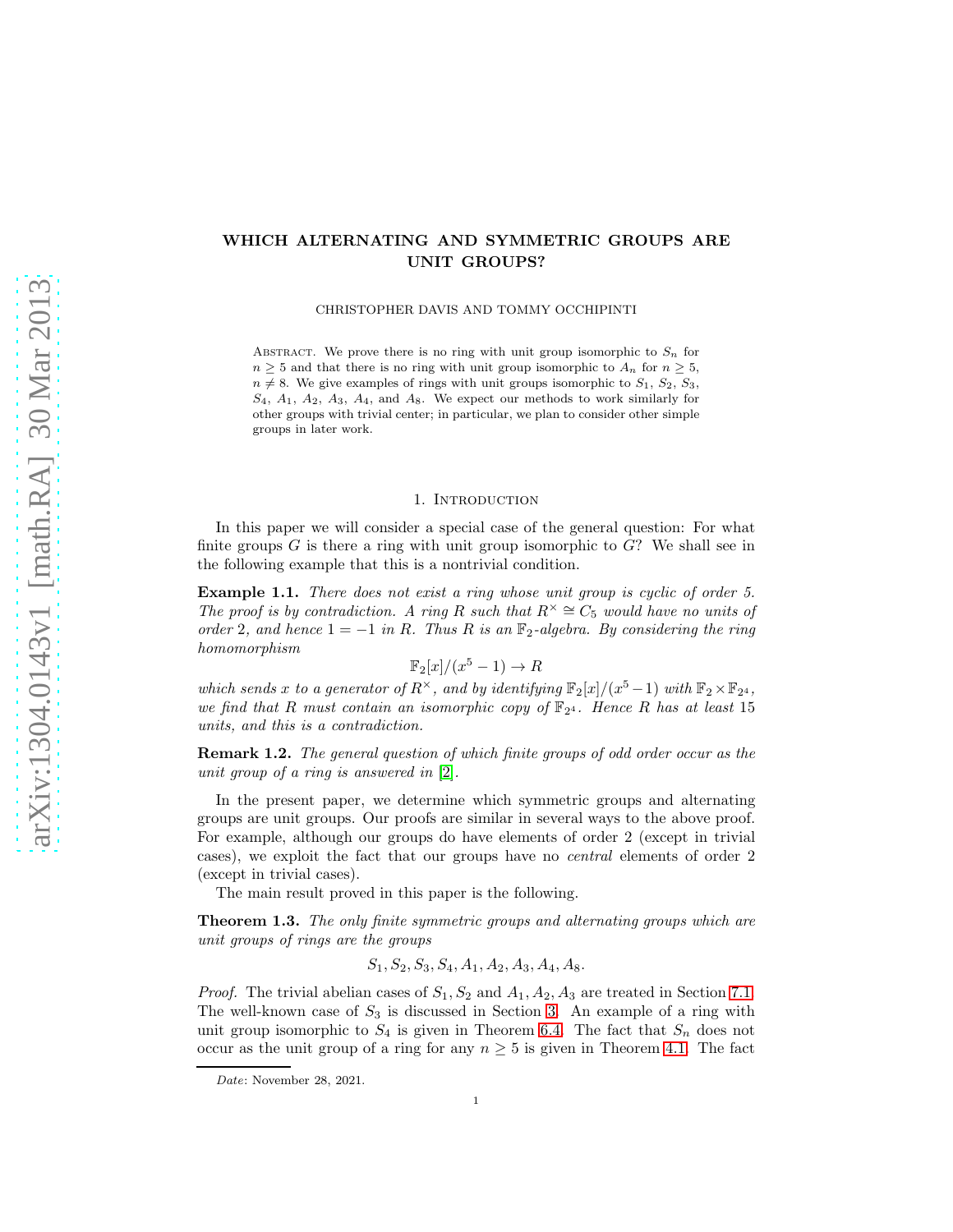# WHICH ALTERNATING AND SYMMETRIC GROUPS ARE UNIT GROUPS?

CHRISTOPHER DAVIS AND TOMMY OCCHIPINTI

Abstract. We prove there is no ring with unit group isomorphic to $S_n$ for $n \geq 5$ and that there is no ring with unit group isomorphic to $A_n$ for $n \geq 5$, $n \neq 8$. We give examples of rings with unit groups isomorphic to $S_1$, $S_2$, $S_3$, $S_4$, $A_1$, $A_2$, $A_3$, $A_4$, and $A_8$. We expect our methods to work similarly for other groups with trivial center; in particular, we plan to consider other simple groups in later work.

## 1. Introduction

In this paper we will consider a special case of the general question: For what finite groups $G$ is there a ring with unit group isomorphic to $G$? We shall see in the following example that this is a nontrivial condition.

**Example 1.1.** *There does not exist a ring whose unit group is cyclic of order 5. The proof is by contradiction. A ring $R$ such that $R^\times \cong C_5$ would have no units of order 2, and hence $1 = -1$ in $R$. Thus $R$ is an $\mathbb{F}_2$-algebra. By considering the ring homomorphism*

$$\mathbb{F}_2[x]/(x^5 - 1) \to R$$

*which sends $x$ to a generator of $R^\times$, and by identifying $\mathbb{F}_2[x]/(x^5-1)$ with $\mathbb{F}_2 \times \mathbb{F}_{2^4}$, we find that $R$ must contain an isomorphic copy of $\mathbb{F}_{2^4}$. Hence $R$ has at least 15 units, and this is a contradiction.*

**Remark 1.2.** *The general question of which finite groups of odd order occur as the unit group of a ring is answered in [2].*

In the present paper, we determine which symmetric groups and alternating groups are unit groups. Our proofs are similar in several ways to the above proof. For example, although our groups do have elements of order 2 (except in trivial cases), we exploit the fact that our groups have no *central* elements of order 2 (except in trivial cases).

The main result proved in this paper is the following.

**Theorem 1.3.** *The only finite symmetric groups and alternating groups which are unit groups of rings are the groups*

$$S_1, S_2, S_3, S_4, A_1, A_2, A_3, A_4, A_8.$$

*Proof.* The trivial abelian cases of $S_1, S_2$ and $A_1, A_2, A_3$ are treated in Section 7.1. The well-known case of $S_3$ is discussed in Section 3. An example of a ring with unit group isomorphic to $S_4$ is given in Theorem 6.4. The fact that $S_n$ does not occur as the unit group of a ring for any $n \geq 5$ is given in Theorem 4.1. The fact

*Date*: November 28, 2021.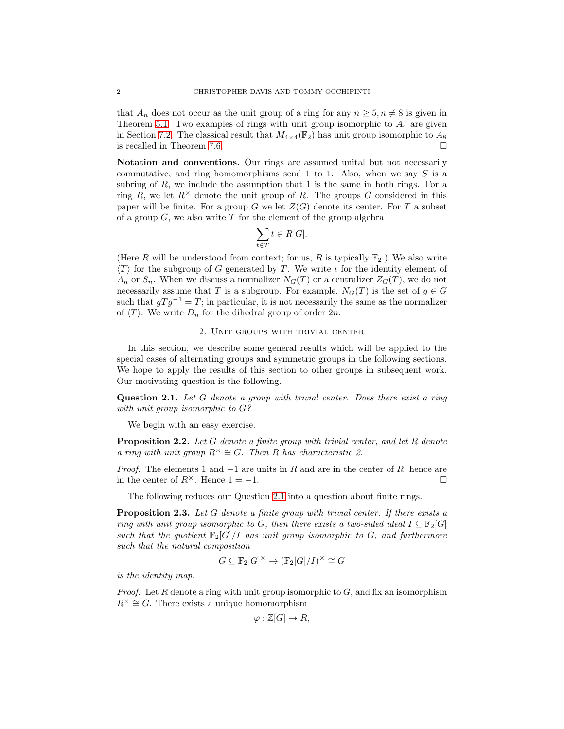that $A_n$ does not occur as the unit group of a ring for any $n \geq 5, n \neq 8$ is given in Theorem 5.1. Two examples of rings with unit group isomorphic to $A_4$ are given in Section 7.2. The classical result that $M_{4\times 4}(\mathbb{F}_2)$ has unit group isomorphic to $A_8$ is recalled in Theorem 7.6. $\square$

**Notation and conventions.** Our rings are assumed unital but not necessarily commutative, and ring homomorphisms send 1 to 1. Also, when we say $S$ is a subring of $R$, we include the assumption that 1 is the same in both rings. For a ring $R$, we let $R^\times$ denote the unit group of $R$. The groups $G$ considered in this paper will be finite. For a group $G$ we let $Z(G)$ denote its center. For $T$ a subset of a group $G$, we also write $T$ for the element of the group algebra

$$\sum_{t\in T} t \in R[G].$$

(Here $R$ will be understood from context; for us, $R$ is typically $\mathbb{F}_2$.) We also write $\langle T \rangle$ for the subgroup of $G$ generated by $T$. We write $\iota$ for the identity element of $A_n$ or $S_n$. When we discuss a normalizer $N_G(T)$ or a centralizer $Z_G(T)$, we do not necessarily assume that $T$ is a subgroup. For example, $N_G(T)$ is the set of $g \in G$ such that $gTg^{-1} = T$; in particular, it is not necessarily the same as the normalizer of $\langle T \rangle$. We write $D_n$ for the dihedral group of order $2n$.

## 2. Unit groups with trivial center

In this section, we describe some general results which will be applied to the special cases of alternating groups and symmetric groups in the following sections. We hope to apply the results of this section to other groups in subsequent work. Our motivating question is the following.

**Question 2.1.** *Let $G$ denote a group with trivial center. Does there exist a ring with unit group isomorphic to $G$?*

We begin with an easy exercise.

**Proposition 2.2.** *Let $G$ denote a finite group with trivial center, and let $R$ denote a ring with unit group $R^\times \cong G$. Then $R$ has characteristic 2.*

*Proof.* The elements $1$ and $-1$ are units in $R$ and are in the center of $R$, hence are in the center of $R^\times$. Hence $1 = -1$. $\square$

The following reduces our Question 2.1 into a question about finite rings.

**Proposition 2.3.** *Let $G$ denote a finite group with trivial center. If there exists a ring with unit group isomorphic to $G$, then there exists a two-sided ideal $I \subseteq \mathbb{F}_2[G]$ such that the quotient $\mathbb{F}_2[G]/I$ has unit group isomorphic to $G$, and furthermore such that the natural composition*

$$G \subseteq \mathbb{F}_2[G]^\times \to (\mathbb{F}_2[G]/I)^\times \cong G$$

*is the identity map.*

*Proof.* Let $R$ denote a ring with unit group isomorphic to $G$, and fix an isomorphism $R^\times \cong G$. There exists a unique homomorphism

$$\varphi : \mathbb{Z}[G] \to R,$$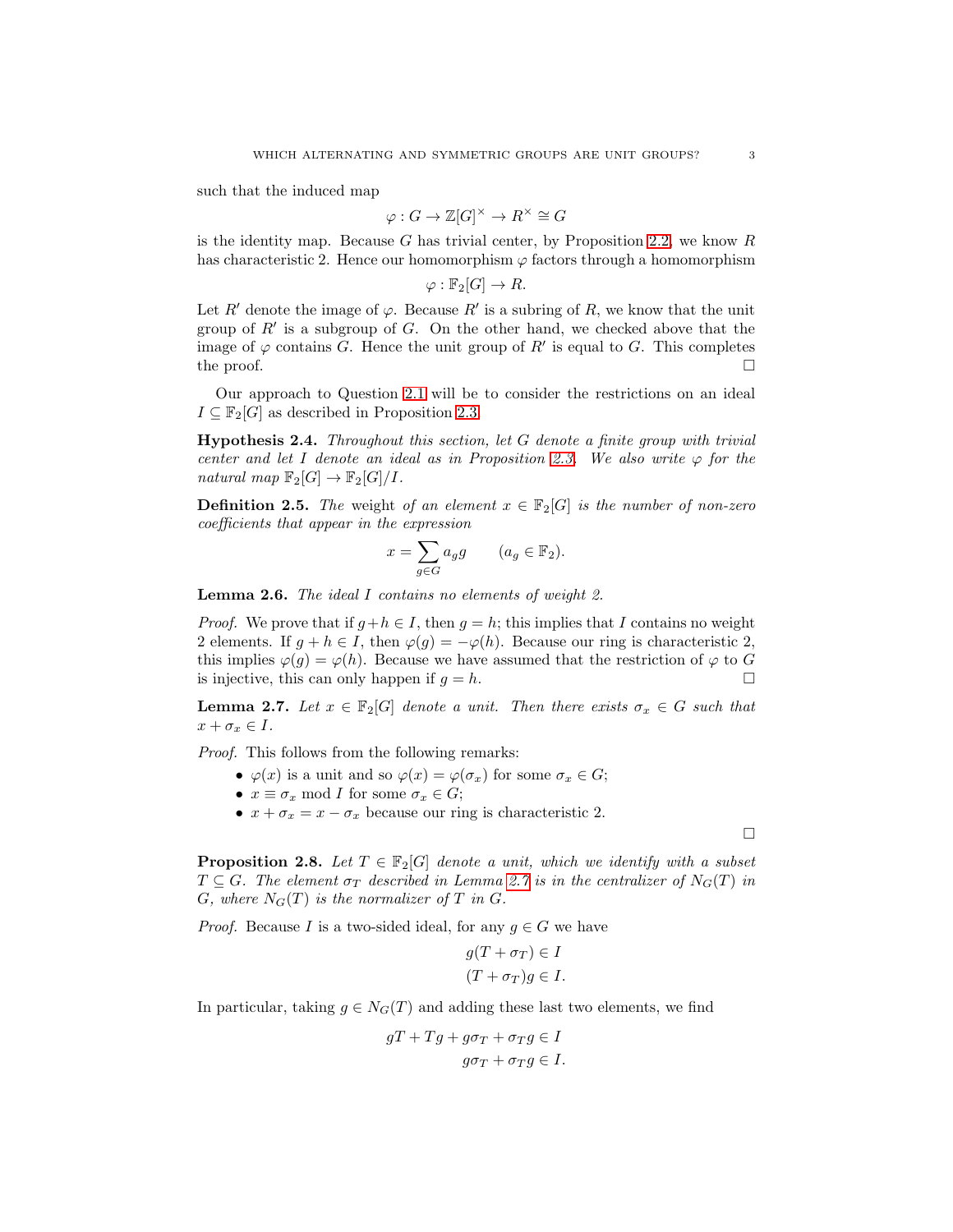such that the induced map

$$\varphi : G \to \mathbb{Z}[G]^\times \to R^\times \cong G$$

is the identity map. Because $G$ has trivial center, by Proposition 2.2, we know $R$ has characteristic 2. Hence our homomorphism $\varphi$ factors through a homomorphism

$$\varphi : \mathbb{F}_2[G] \to R.$$

Let $R'$ denote the image of $\varphi$. Because $R'$ is a subring of $R$, we know that the unit group of $R'$ is a subgroup of $G$. On the other hand, we checked above that the image of $\varphi$ contains $G$. Hence the unit group of $R'$ is equal to $G$. This completes the proof. $\square$

Our approach to Question 2.1 will be to consider the restrictions on an ideal $I \subseteq \mathbb{F}_2[G]$ as described in Proposition 2.3.

**Hypothesis 2.4.** *Throughout this section, let $G$ denote a finite group with trivial center and let $I$ denote an ideal as in Proposition 2.3. We also write $\varphi$ for the natural map $\mathbb{F}_2[G] \to \mathbb{F}_2[G]/I$.*

**Definition 2.5.** *The* weight *of an element $x \in \mathbb{F}_2[G]$ is the number of non-zero coefficients that appear in the expression*

$$x = \sum_{g \in G} a_g g \qquad (a_g \in \mathbb{F}_2).$$

**Lemma 2.6.** *The ideal $I$ contains no elements of weight 2.*

*Proof.* We prove that if $g + h \in I$, then $g = h$; this implies that $I$ contains no weight 2 elements. If $g + h \in I$, then $\varphi(g) = -\varphi(h)$. Because our ring is characteristic 2, this implies $\varphi(g) = \varphi(h)$. Because we have assumed that the restriction of $\varphi$ to $G$ is injective, this can only happen if $g = h$. $\square$

**Lemma 2.7.** *Let $x \in \mathbb{F}_2[G]$ denote a unit. Then there exists $\sigma_x \in G$ such that $x + \sigma_x \in I$.*

*Proof.* This follows from the following remarks:

- $\varphi(x)$ is a unit and so $\varphi(x) = \varphi(\sigma_x)$ for some $\sigma_x \in G$;
- $x \equiv \sigma_x \bmod I$ for some $\sigma_x \in G$;
- $x + \sigma_x = x - \sigma_x$ because our ring is characteristic 2.

$\square$

**Proposition 2.8.** *Let $T \in \mathbb{F}_2[G]$ denote a unit, which we identify with a subset $T \subseteq G$. The element $\sigma_T$ described in Lemma 2.7 is in the centralizer of $N_G(T)$ in $G$, where $N_G(T)$ is the normalizer of $T$ in $G$.*

*Proof.* Because $I$ is a two-sided ideal, for any $g \in G$ we have

$$g(T + \sigma_T) \in I$$
$$(T + \sigma_T)g \in I.$$

In particular, taking $g \in N_G(T)$ and adding these last two elements, we find

$$gT + Tg + g\sigma_T + \sigma_T g \in I$$
$$g\sigma_T + \sigma_T g \in I.$$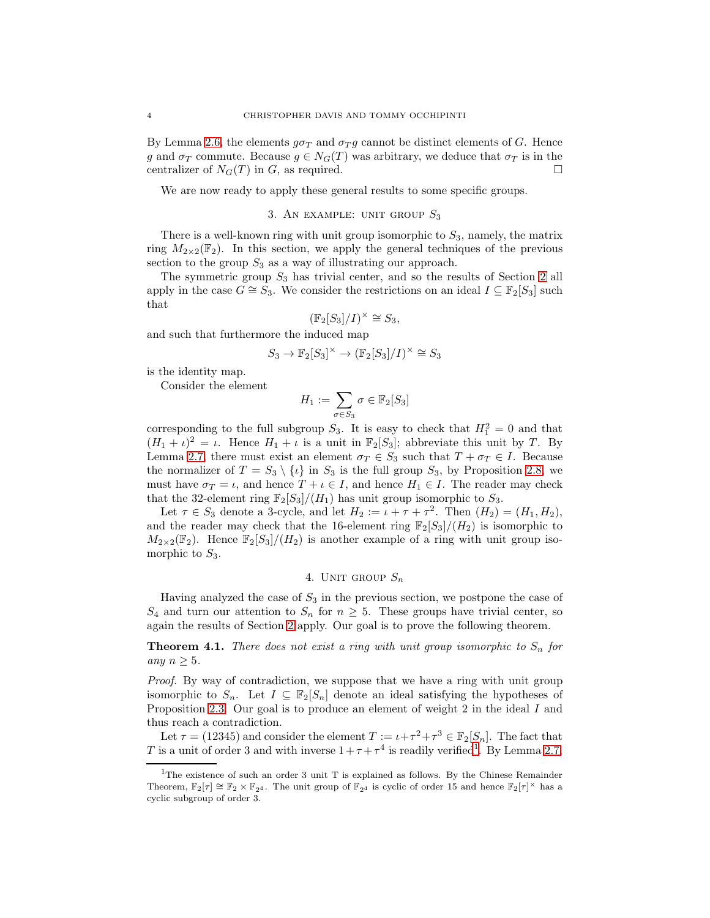By Lemma 2.6, the elements $g\sigma_T$ and $\sigma_T g$ cannot be distinct elements of $G$. Hence $g$ and $\sigma_T$ commute. Because $g \in N_G(T)$ was arbitrary, we deduce that $\sigma_T$ is in the centralizer of $N_G(T)$ in $G$, as required. $\square$

We are now ready to apply these general results to some specific groups.

## 3. An example: unit group $S_3$

There is a well-known ring with unit group isomorphic to $S_3$, namely, the matrix ring $M_{2\times 2}(\mathbb{F}_2)$. In this section, we apply the general techniques of the previous section to the group $S_3$ as a way of illustrating our approach.

The symmetric group $S_3$ has trivial center, and so the results of Section 2 all apply in the case $G \cong S_3$. We consider the restrictions on an ideal $I \subseteq \mathbb{F}_2[S_3]$ such that

$$(\mathbb{F}_2[S_3]/I)^\times \cong S_3,$$

and such that furthermore the induced map

$$S_3 \to \mathbb{F}_2[S_3]^\times \to (\mathbb{F}_2[S_3]/I)^\times \cong S_3$$

is the identity map.

Consider the element

$$H_1 := \sum_{\sigma \in S_3} \sigma \in \mathbb{F}_2[S_3]$$

corresponding to the full subgroup $S_3$. It is easy to check that $H_1^2 = 0$ and that $(H_1 + \iota)^2 = \iota$. Hence $H_1 + \iota$ is a unit in $\mathbb{F}_2[S_3]$; abbreviate this unit by $T$. By Lemma 2.7, there must exist an element $\sigma_T \in S_3$ such that $T + \sigma_T \in I$. Because the normalizer of $T = S_3 \setminus \{\iota\}$ in $S_3$ is the full group $S_3$, by Proposition 2.8, we must have $\sigma_T = \iota$, and hence $T + \iota \in I$, and hence $H_1 \in I$. The reader may check that the 32-element ring $\mathbb{F}_2[S_3]/(H_1)$ has unit group isomorphic to $S_3$.

Let $\tau \in S_3$ denote a 3-cycle, and let $H_2 := \iota + \tau + \tau^2$. Then $(H_2) = (H_1, H_2)$, and the reader may check that the 16-element ring $\mathbb{F}_2[S_3]/(H_2)$ is isomorphic to $M_{2\times 2}(\mathbb{F}_2)$. Hence $\mathbb{F}_2[S_3]/(H_2)$ is another example of a ring with unit group isomorphic to $S_3$.

## 4. Unit group $S_n$

Having analyzed the case of $S_3$ in the previous section, we postpone the case of $S_4$ and turn our attention to $S_n$ for $n \geq 5$. These groups have trivial center, so again the results of Section 2 apply. Our goal is to prove the following theorem.

**Theorem 4.1.** *There does not exist a ring with unit group isomorphic to $S_n$ for any $n \geq 5$.*

*Proof.* By way of contradiction, we suppose that we have a ring with unit group isomorphic to $S_n$. Let $I \subseteq \mathbb{F}_2[S_n]$ denote an ideal satisfying the hypotheses of Proposition 2.3. Our goal is to produce an element of weight 2 in the ideal $I$ and thus reach a contradiction.

Let $\tau = (12345)$ and consider the element $T := \iota + \tau^2 + \tau^3 \in \mathbb{F}_2[S_n]$. The fact that $T$ is a unit of order 3 and with inverse $1 + \tau + \tau^4$ is readily verified[1]. By Lemma 2.7,

[1]The existence of such an order 3 unit T is explained as follows. By the Chinese Remainder Theorem, $\mathbb{F}_2[\tau] \cong \mathbb{F}_2 \times \mathbb{F}_{2^4}$. The unit group of $\mathbb{F}_{2^4}$ is cyclic of order 15 and hence $\mathbb{F}_2[\tau]^\times$ has a cyclic subgroup of order 3.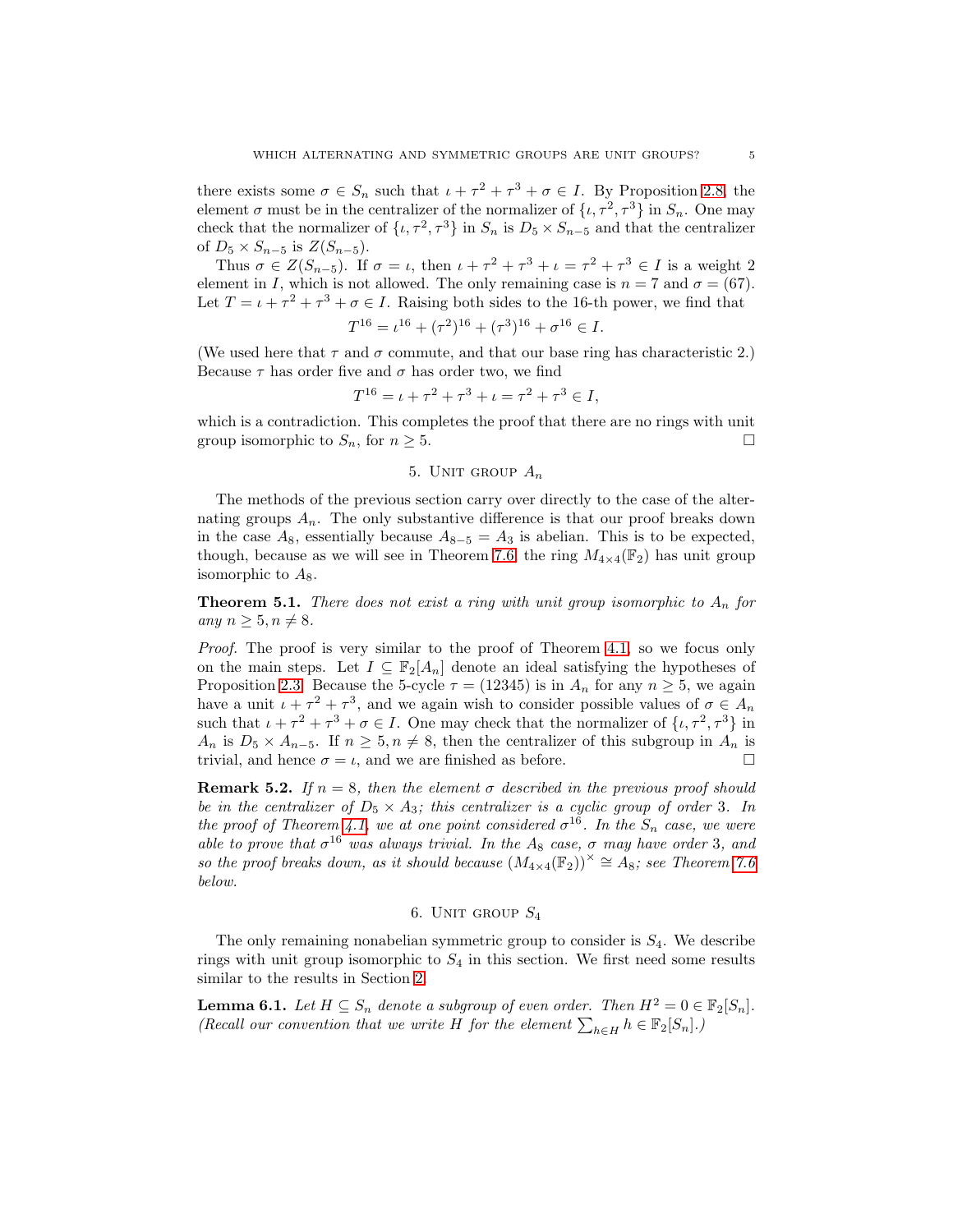there exists some $\sigma \in S_n$ such that $\iota + \tau^2 + \tau^3 + \sigma \in I$. By Proposition 2.8, the element $\sigma$ must be in the centralizer of the normalizer of $\{\iota, \tau^2, \tau^3\}$ in $S_n$. One may check that the normalizer of $\{\iota, \tau^2, \tau^3\}$ in $S_n$ is $D_5 \times S_{n-5}$ and that the centralizer of $D_5 \times S_{n-5}$ is $Z(S_{n-5})$.

Thus $\sigma \in Z(S_{n-5})$. If $\sigma = \iota$, then $\iota + \tau^2 + \tau^3 + \iota = \tau^2 + \tau^3 \in I$ is a weight 2 element in $I$, which is not allowed. The only remaining case is $n = 7$ and $\sigma = (67)$. Let $T = \iota + \tau^2 + \tau^3 + \sigma \in I$. Raising both sides to the 16-th power, we find that

$$T^{16} = \iota^{16} + (\tau^2)^{16} + (\tau^3)^{16} + \sigma^{16} \in I.$$

(We used here that $\tau$ and $\sigma$ commute, and that our base ring has characteristic 2.) Because $\tau$ has order five and $\sigma$ has order two, we find

$$T^{16} = \iota + \tau^2 + \tau^3 + \iota = \tau^2 + \tau^3 \in I,$$

which is a contradiction. This completes the proof that there are no rings with unit group isomorphic to $S_n$, for $n \geq 5$. $\square$

## 5. Unit group $A_n$

The methods of the previous section carry over directly to the case of the alternating groups $A_n$. The only substantive difference is that our proof breaks down in the case $A_8$, essentially because $A_{8-5} = A_3$ is abelian. This is to be expected, though, because as we will see in Theorem 7.6, the ring $M_{4\times 4}(\mathbb{F}_2)$ has unit group isomorphic to $A_8$.

**Theorem 5.1.** *There does not exist a ring with unit group isomorphic to $A_n$ for any $n \geq 5, n \neq 8$.*

*Proof.* The proof is very similar to the proof of Theorem 4.1, so we focus only on the main steps. Let $I \subseteq \mathbb{F}_2[A_n]$ denote an ideal satisfying the hypotheses of Proposition 2.3. Because the 5-cycle $\tau = (12345)$ is in $A_n$ for any $n \geq 5$, we again have a unit $\iota + \tau^2 + \tau^3$, and we again wish to consider possible values of $\sigma \in A_n$ such that $\iota + \tau^2 + \tau^3 + \sigma \in I$. One may check that the normalizer of $\{\iota, \tau^2, \tau^3\}$ in $A_n$ is $D_5 \times A_{n-5}$. If $n \geq 5, n \neq 8$, then the centralizer of this subgroup in $A_n$ is trivial, and hence $\sigma = \iota$, and we are finished as before. $\square$

**Remark 5.2.** *If $n = 8$, then the element $\sigma$ described in the previous proof should be in the centralizer of $D_5 \times A_3$; this centralizer is a cyclic group of order 3. In the proof of Theorem 4.1, we at one point considered $\sigma^{16}$. In the $S_n$ case, we were able to prove that $\sigma^{16}$ was always trivial. In the $A_8$ case, $\sigma$ may have order 3, and so the proof breaks down, as it should because $(M_{4\times 4}(\mathbb{F}_2))^\times \cong A_8$; see Theorem 7.6 below.*

## 6. Unit group $S_4$

The only remaining nonabelian symmetric group to consider is $S_4$. We describe rings with unit group isomorphic to $S_4$ in this section. We first need some results similar to the results in Section 2.

**Lemma 6.1.** *Let $H \subseteq S_n$ denote a subgroup of even order. Then $H^2 = 0 \in \mathbb{F}_2[S_n]$. (Recall our convention that we write $H$ for the element $\sum_{h\in H} h \in \mathbb{F}_2[S_n]$.)*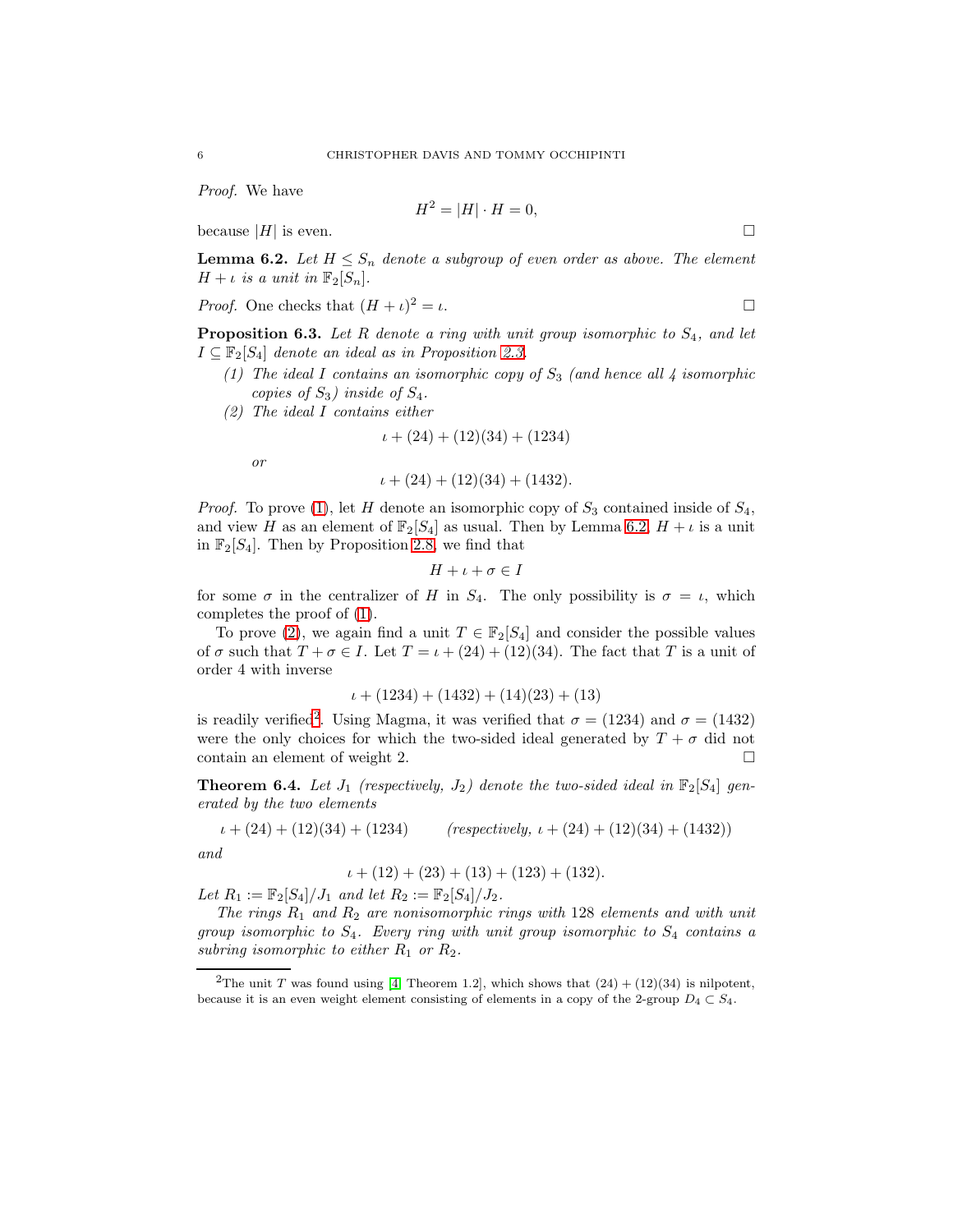*Proof.* We have

$$H^2 = |H| \cdot H = 0,$$

because $|H|$ is even. $\square$

**Lemma 6.2.** *Let $H \leq S_n$ denote a subgroup of even order as above. The element $H + \iota$ is a unit in $\mathbb{F}_2[S_n]$.*

*Proof.* One checks that $(H + \iota)^2 = \iota$. $\square$

**Proposition 6.3.** *Let $R$ denote a ring with unit group isomorphic to $S_4$, and let $I \subseteq \mathbb{F}_2[S_4]$ denote an ideal as in Proposition 2.3.*

1. *The ideal $I$ contains an isomorphic copy of $S_3$ (and hence all 4 isomorphic copies of $S_3$) inside of $S_4$.*
2. *The ideal $I$ contains either*

$$\iota + (24) + (12)(34) + (1234)$$

*or*

$$\iota + (24) + (12)(34) + (1432).$$

*Proof.* To prove (1), let $H$ denote an isomorphic copy of $S_3$ contained inside of $S_4$, and view $H$ as an element of $\mathbb{F}_2[S_4]$ as usual. Then by Lemma 6.2, $H + \iota$ is a unit in $\mathbb{F}_2[S_4]$. Then by Proposition 2.8, we find that

$$H + \iota + \sigma \in I$$

for some $\sigma$ in the centralizer of $H$ in $S_4$. The only possibility is $\sigma = \iota$, which completes the proof of (1).

To prove (2), we again find a unit $T \in \mathbb{F}_2[S_4]$ and consider the possible values of $\sigma$ such that $T + \sigma \in I$. Let $T = \iota + (24) + (12)(34)$. The fact that $T$ is a unit of order 4 with inverse

$$\iota + (1234) + (1432) + (14)(23) + (13)$$

is readily verified[2]. Using Magma, it was verified that $\sigma = (1234)$ and $\sigma = (1432)$ were the only choices for which the two-sided ideal generated by $T + \sigma$ did not contain an element of weight 2. $\square$

**Theorem 6.4.** *Let $J_1$ (respectively, $J_2$) denote the two-sided ideal in $\mathbb{F}_2[S_4]$ generated by the two elements*

$$\iota + (24) + (12)(34) + (1234) \qquad \textit{(respectively, } \iota + (24) + (12)(34) + (1432)\textit{)}$$

*and*

$$\iota + (12) + (23) + (13) + (123) + (132).$$

*Let $R_1 := \mathbb{F}_2[S_4]/J_1$ and let $R_2 := \mathbb{F}_2[S_4]/J_2$.*

*The rings $R_1$ and $R_2$ are nonisomorphic rings with 128 elements and with unit group isomorphic to $S_4$. Every ring with unit group isomorphic to $S_4$ contains a subring isomorphic to either $R_1$ or $R_2$.*

---

[2] The unit $T$ was found using [4, Theorem 1.2], which shows that $(24) + (12)(34)$ is nilpotent, because it is an even weight element consisting of elements in a copy of the 2-group $D_4 \subset S_4$.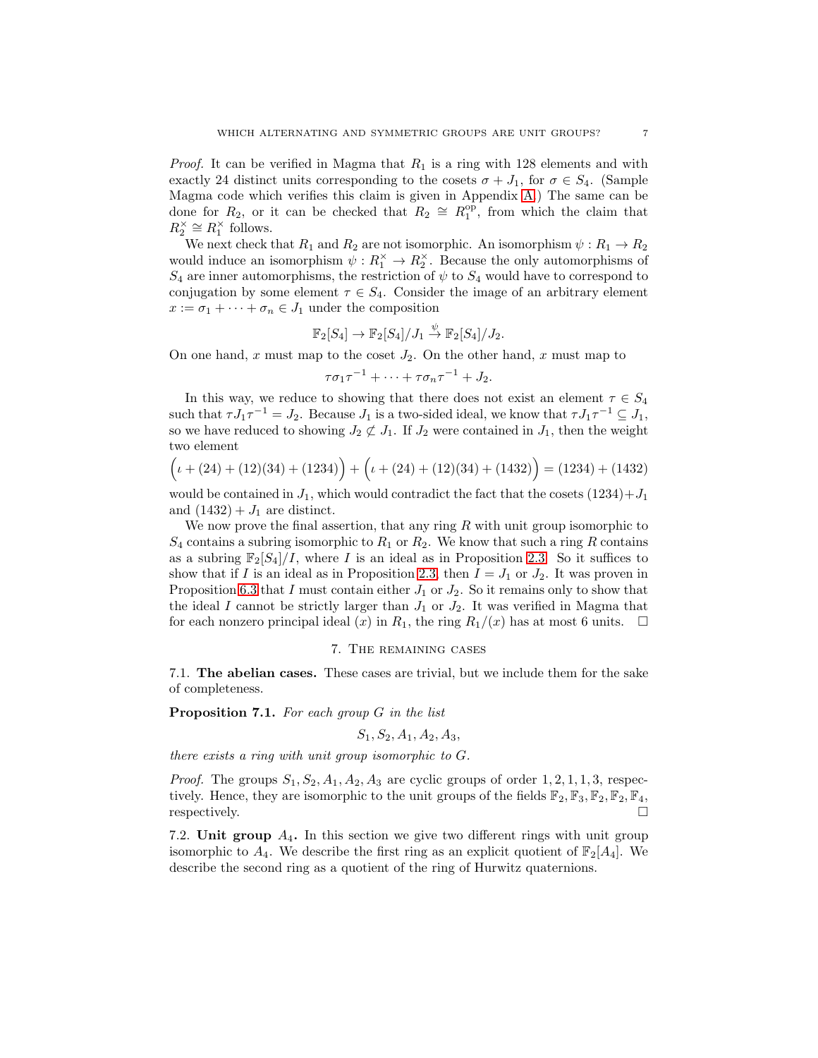*Proof.* It can be verified in Magma that $R_1$ is a ring with 128 elements and with exactly 24 distinct units corresponding to the cosets $\sigma + J_1$, for $\sigma \in S_4$. (Sample Magma code which verifies this claim is given in Appendix A.) The same can be done for $R_2$, or it can be checked that $R_2 \cong R_1^{\text{op}}$, from which the claim that $R_2^\times \cong R_1^\times$ follows.

We next check that $R_1$ and $R_2$ are not isomorphic. An isomorphism $\psi : R_1 \to R_2$ would induce an isomorphism $\psi : R_1^\times \to R_2^\times$. Because the only automorphisms of $S_4$ are inner automorphisms, the restriction of $\psi$ to $S_4$ would have to correspond to conjugation by some element $\tau \in S_4$. Consider the image of an arbitrary element $x := \sigma_1 + \cdots + \sigma_n \in J_1$ under the composition

$$\mathbb{F}_2[S_4] \to \mathbb{F}_2[S_4]/J_1 \xrightarrow{\psi} \mathbb{F}_2[S_4]/J_2.$$

On one hand, $x$ must map to the coset $J_2$. On the other hand, $x$ must map to

$$\tau\sigma_1\tau^{-1} + \cdots + \tau\sigma_n\tau^{-1} + J_2.$$

In this way, we reduce to showing that there does not exist an element $\tau \in S_4$ such that $\tau J_1 \tau^{-1} = J_2$. Because $J_1$ is a two-sided ideal, we know that $\tau J_1 \tau^{-1} \subseteq J_1$, so we have reduced to showing $J_2 \not\subset J_1$. If $J_2$ were contained in $J_1$, then the weight two element

$$\Big(\iota + (24) + (12)(34) + (1234)\Big) + \Big(\iota + (24) + (12)(34) + (1432)\Big) = (1234) + (1432)$$

would be contained in $J_1$, which would contradict the fact that the cosets $(1234)+J_1$ and $(1432) + J_1$ are distinct.

We now prove the final assertion, that any ring $R$ with unit group isomorphic to $S_4$ contains a subring isomorphic to $R_1$ or $R_2$. We know that such a ring $R$ contains as a subring $\mathbb{F}_2[S_4]/I$, where $I$ is an ideal as in Proposition 2.3. So it suffices to show that if $I$ is an ideal as in Proposition 2.3, then $I = J_1$ or $J_2$. It was proven in Proposition 6.3 that $I$ must contain either $J_1$ or $J_2$. So it remains only to show that the ideal $I$ cannot be strictly larger than $J_1$ or $J_2$. It was verified in Magma that for each nonzero principal ideal $(x)$ in $R_1$, the ring $R_1/(x)$ has at most 6 units. $\square$

## 7. The remaining cases

7.1. **The abelian cases.** These cases are trivial, but we include them for the sake of completeness.

**Proposition 7.1.** *For each group $G$ in the list*

$$S_1, S_2, A_1, A_2, A_3,$$

*there exists a ring with unit group isomorphic to $G$.*

*Proof.* The groups $S_1, S_2, A_1, A_2, A_3$ are cyclic groups of order $1, 2, 1, 1, 3$, respectively. Hence, they are isomorphic to the unit groups of the fields $\mathbb{F}_2, \mathbb{F}_3, \mathbb{F}_2, \mathbb{F}_2, \mathbb{F}_4$, respectively. $\square$

7.2. **Unit group $A_4$.** In this section we give two different rings with unit group isomorphic to $A_4$. We describe the first ring as an explicit quotient of $\mathbb{F}_2[A_4]$. We describe the second ring as a quotient of the ring of Hurwitz quaternions.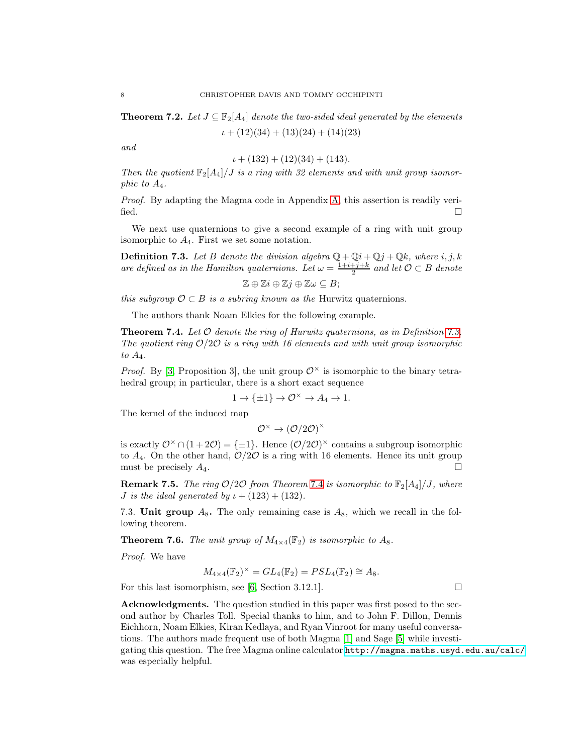**Theorem 7.2.** *Let $J \subseteq \mathbb{F}_2[A_4]$ denote the two-sided ideal generated by the elements*

$$\iota + (12)(34) + (13)(24) + (14)(23)$$

*and*

$$\iota + (132) + (12)(34) + (143).$$

*Then the quotient $\mathbb{F}_2[A_4]/J$ is a ring with 32 elements and with unit group isomorphic to $A_4$.*

*Proof.* By adapting the Magma code in Appendix A, this assertion is readily verified. □

We next use quaternions to give a second example of a ring with unit group isomorphic to $A_4$. First we set some notation.

**Definition 7.3.** *Let $B$ denote the division algebra $\mathbb{Q} + \mathbb{Q}i + \mathbb{Q}j + \mathbb{Q}k$, where $i, j, k$ are defined as in the Hamilton quaternions. Let $\omega = \frac{1+i+j+k}{2}$ and let $\mathcal{O} \subset B$ denote*

$$\mathbb{Z} \oplus \mathbb{Z}i \oplus \mathbb{Z}j \oplus \mathbb{Z}\omega \subseteq B;$$

*this subgroup $\mathcal{O} \subset B$ is a subring known as the* Hurwitz quaternions.

The authors thank Noam Elkies for the following example.

**Theorem 7.4.** *Let $\mathcal{O}$ denote the ring of Hurwitz quaternions, as in Definition 7.3. The quotient ring $\mathcal{O}/2\mathcal{O}$ is a ring with 16 elements and with unit group isomorphic to $A_4$.*

*Proof.* By [3, Proposition 3], the unit group $\mathcal{O}^\times$ is isomorphic to the binary tetrahedral group; in particular, there is a short exact sequence

$$1 \to \{\pm 1\} \to \mathcal{O}^\times \to A_4 \to 1.$$

The kernel of the induced map

$$\mathcal{O}^\times \to (\mathcal{O}/2\mathcal{O})^\times$$

is exactly $\mathcal{O}^\times \cap (1 + 2\mathcal{O}) = \{\pm 1\}$. Hence $(\mathcal{O}/2\mathcal{O})^\times$ contains a subgroup isomorphic to $A_4$. On the other hand, $\mathcal{O}/2\mathcal{O}$ is a ring with 16 elements. Hence its unit group must be precisely $A_4$. □

**Remark 7.5.** *The ring $\mathcal{O}/2\mathcal{O}$ from Theorem 7.4 is isomorphic to $\mathbb{F}_2[A_4]/J$, where $J$ is the ideal generated by $\iota + (123) + (132)$.*

7.3. **Unit group $A_8$.** The only remaining case is $A_8$, which we recall in the following theorem.

**Theorem 7.6.** *The unit group of $M_{4\times 4}(\mathbb{F}_2)$ is isomorphic to $A_8$.*

*Proof.* We have

$$M_{4\times 4}(\mathbb{F}_2)^\times = GL_4(\mathbb{F}_2) = PSL_4(\mathbb{F}_2) \cong A_8.$$

For this last isomorphism, see [6, Section 3.12.1]. □

**Acknowledgments.** The question studied in this paper was first posed to the second author by Charles Toll. Special thanks to him, and to John F. Dillon, Dennis Eichhorn, Noam Elkies, Kiran Kedlaya, and Ryan Vinroot for many useful conversations. The authors made frequent use of both Magma [1] and Sage [5] while investigating this question. The free Magma online calculator http://magma.maths.usyd.edu.au/calc/ was especially helpful.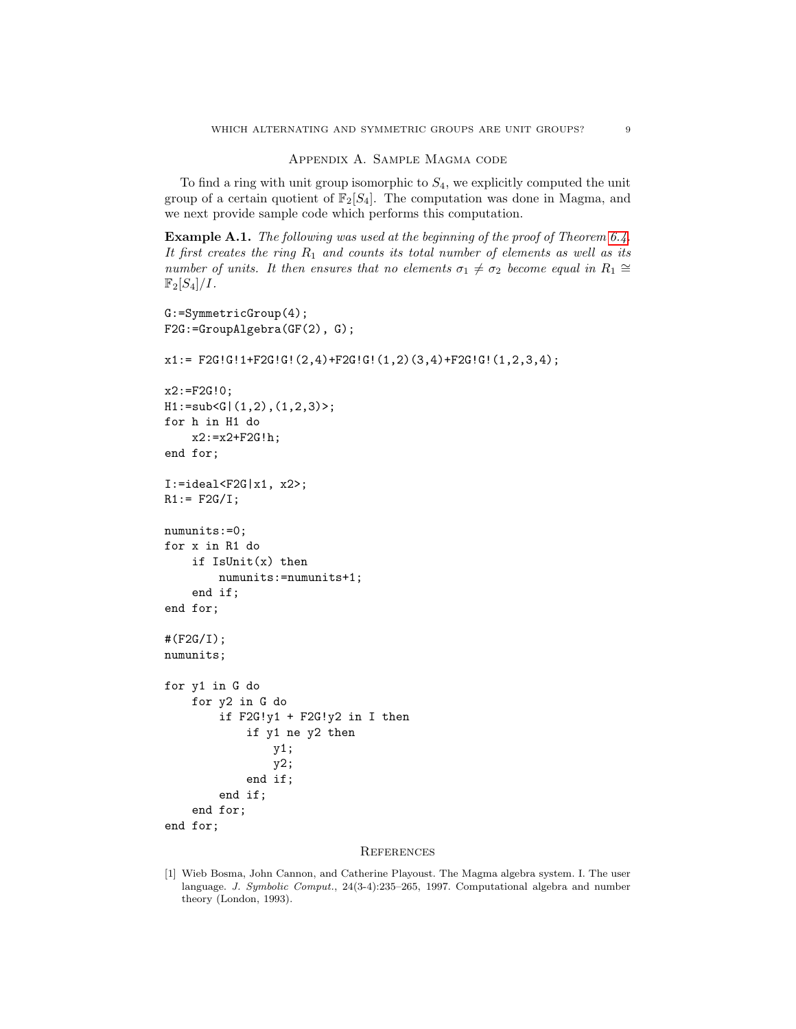## Appendix A. Sample Magma code

To find a ring with unit group isomorphic to $S_4$, we explicitly computed the unit group of a certain quotient of $\mathbb{F}_2[S_4]$. The computation was done in Magma, and we next provide sample code which performs this computation.

**Example A.1.** *The following was used at the beginning of the proof of Theorem 6.4. It first creates the ring $R_1$ and counts its total number of elements as well as its number of units. It then ensures that no elements $\sigma_1 \neq \sigma_2$ become equal in $R_1 \cong \mathbb{F}_2[S_4]/I$.*

```
G:=SymmetricGroup(4);
F2G:=GroupAlgebra(GF(2), G);

x1:= F2G!G!1+F2G!G!(2,4)+F2G!G!(1,2)(3,4)+F2G!G!(1,2,3,4);

x2:=F2G!0;
H1:=sub<G|(1,2),(1,2,3)>;
for h in H1 do
    x2:=x2+F2G!h;
end for;

I:=ideal<F2G|x1, x2>;
R1:= F2G/I;

numunits:=0;
for x in R1 do
    if IsUnit(x) then
        numunits:=numunits+1;
    end if;
end for;

#(F2G/I);
numunits;

for y1 in G do
    for y2 in G do
        if F2G!y1 + F2G!y2 in I then
            if y1 ne y2 then
                y1;
                y2;
            end if;
        end if;
    end for;
end for;
```

## References

[1] Wieb Bosma, John Cannon, and Catherine Playoust. The Magma algebra system. I. The user language. *J. Symbolic Comput.*, 24(3-4):235–265, 1997. Computational algebra and number theory (London, 1993).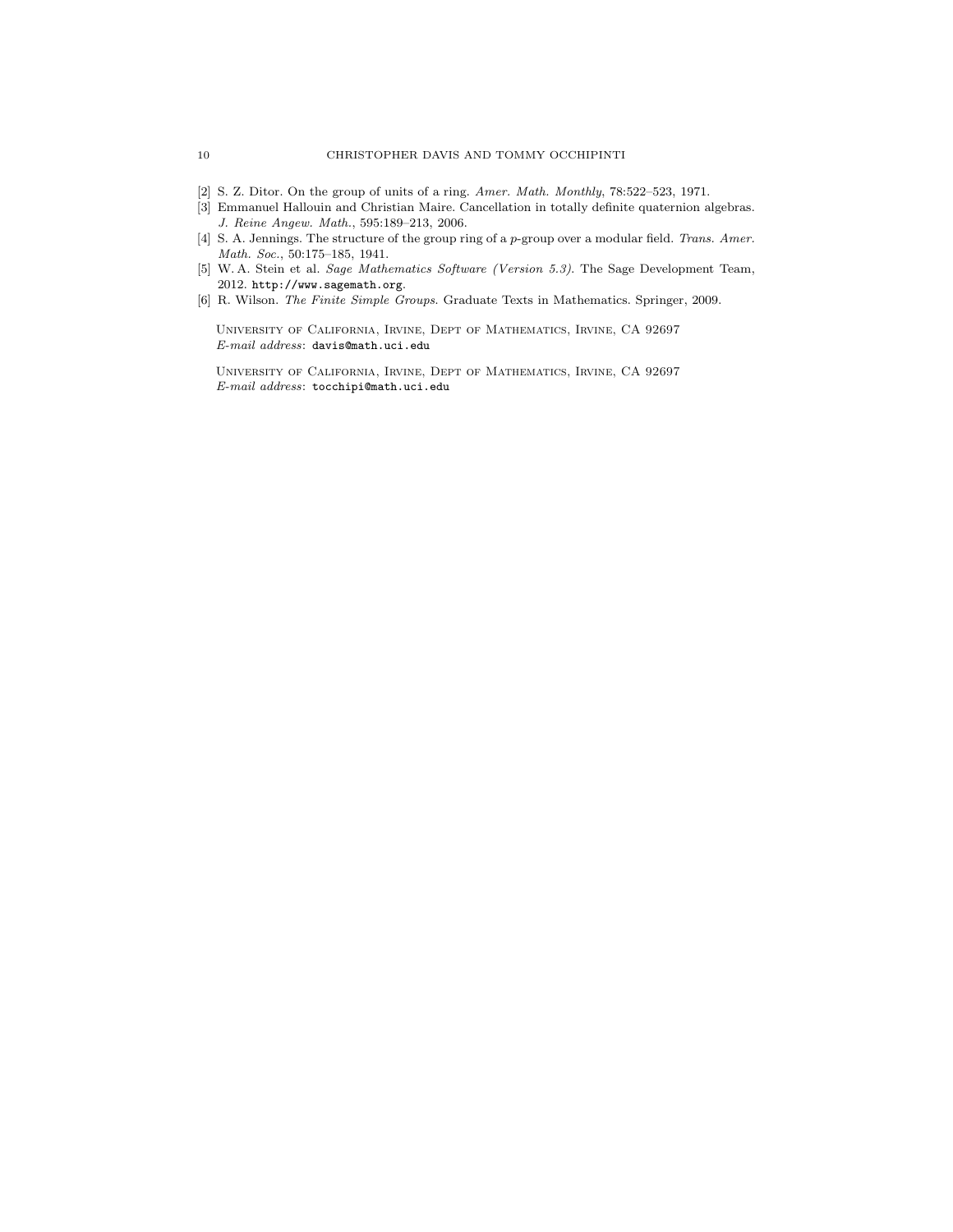[2] S. Z. Ditor. On the group of units of a ring. *Amer. Math. Monthly*, 78:522–523, 1971.

[3] Emmanuel Hallouin and Christian Maire. Cancellation in totally definite quaternion algebras. *J. Reine Angew. Math.*, 595:189–213, 2006.

[4] S. A. Jennings. The structure of the group ring of a $p$-group over a modular field. *Trans. Amer. Math. Soc.*, 50:175–185, 1941.

[5] W. A. Stein et al. *Sage Mathematics Software (Version 5.3)*. The Sage Development Team, 2012. `http://www.sagemath.org`.

[6] R. Wilson. *The Finite Simple Groups*. Graduate Texts in Mathematics. Springer, 2009.

University of California, Irvine, Dept of Mathematics, Irvine, CA 92697
*E-mail address*: `davis@math.uci.edu`

University of California, Irvine, Dept of Mathematics, Irvine, CA 92697
*E-mail address*: `tocchipi@math.uci.edu`